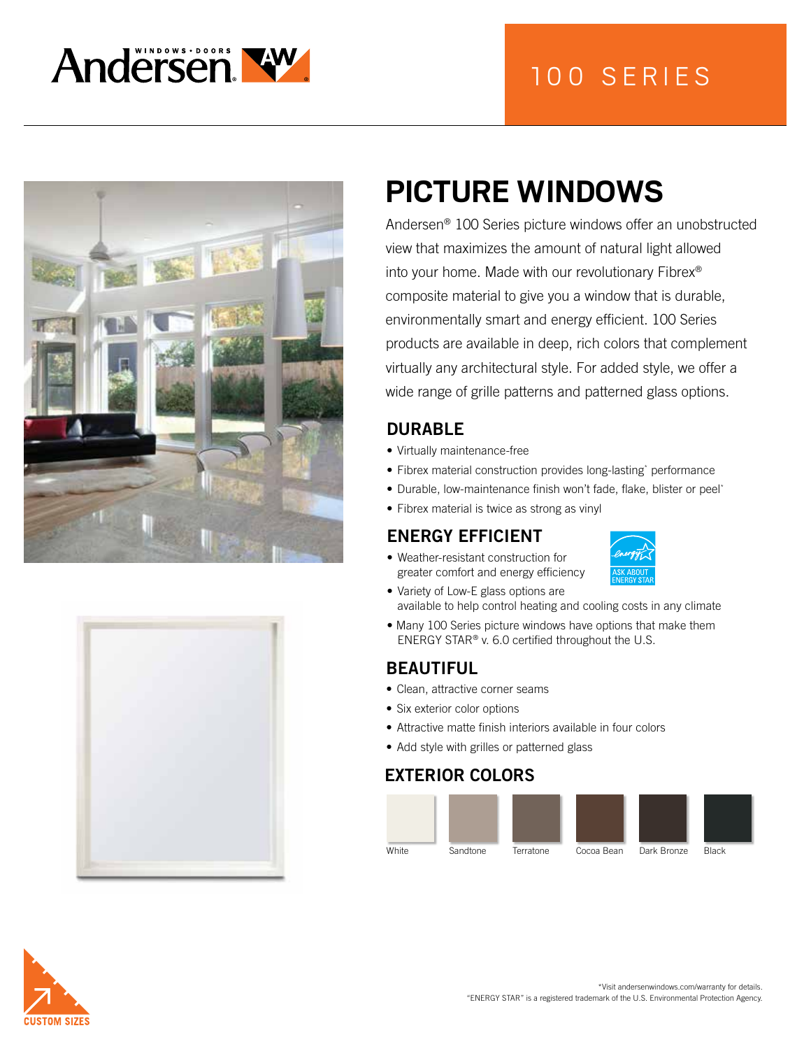# 100 SERIES

# PICTURE WINDOWS

Andersen® 100 Series picture windows offer an unobstructed view that maximizes the amount of natural light allowed into your home. Made with our revolutionary Fibrex® composite material to give you a window that is durable, environmentally smart and energy efficient. 100 Series products are available in deep, rich colors that complement virtually any architectural style. For added style, we offer a wide range of grille patterns and patterned glass options.

## DURABLE

- Virtually maintenance-free
- Fibrex material construction provides long-lasting* performance
- Durable, low-maintenance finish won't fade, flake, blister or peel*
- Fibrex material is twice as strong as vinyl

## ENERGY EFFICIENT

ASK ABOUT ENERGY STAR

- Weather-resistant construction for greater comfort and energy efficiency
- Variety of Low-E glass options are available to help control heating and cooling costs in any climate
- Many 100 Series picture windows have options that make them ENERGY STAR® v. 6.0 certified throughout the U.S.

## BEAUTIFUL

- Clean, attractive corner seams
- Six exterior color options
- Attractive matte finish interiors available in four colors
- Add style with grilles or patterned glass

## EXTERIOR COLORS

White, Sandtone, Terratone, Cocoa Bean, Dark Bronze, Black

CUSTOM SIZES

*Visit andersenwindows.com/warranty for details.
"ENERGY STAR" is a registered trademark of the U.S. Environmental Protection Agency.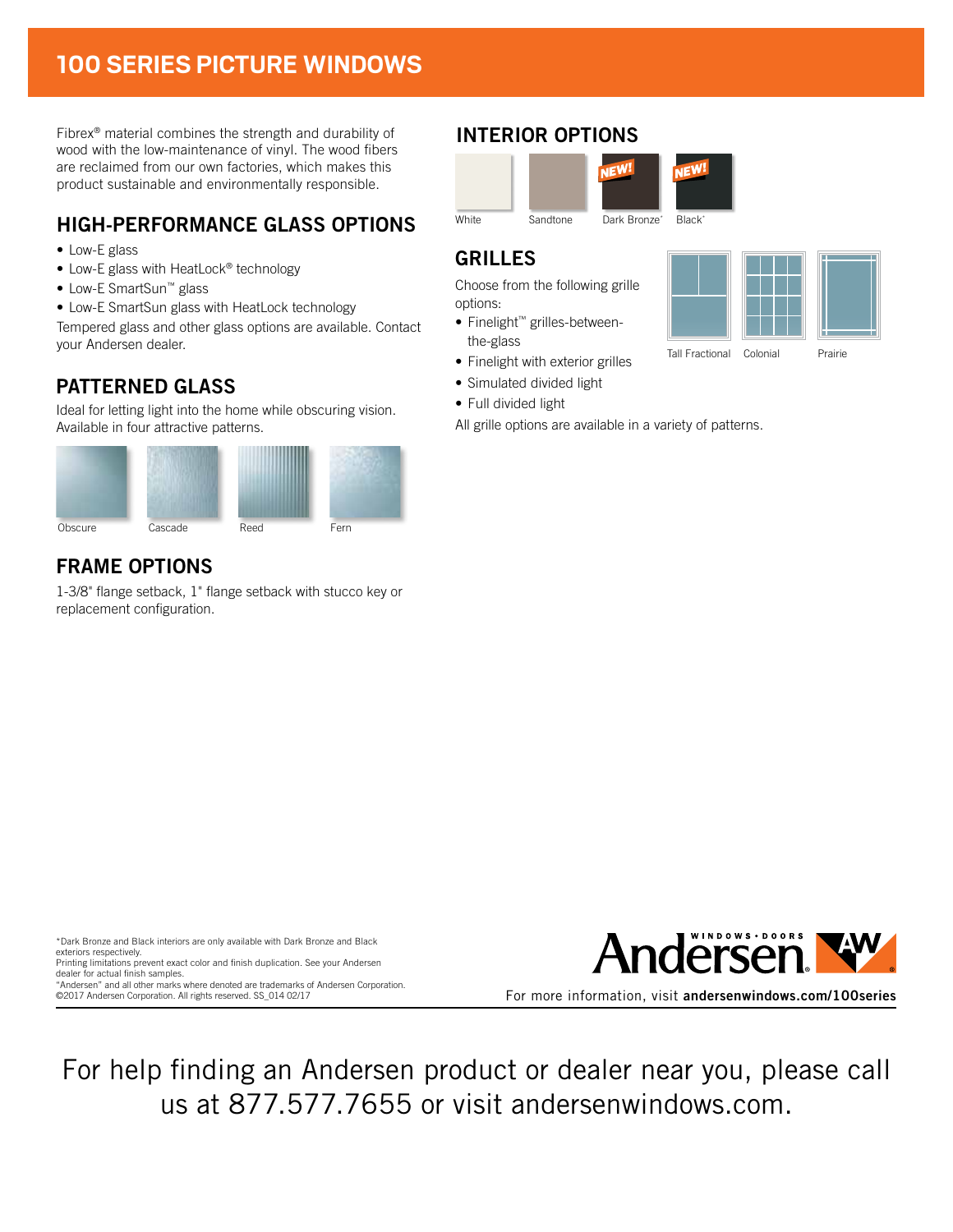# 100 SERIES PICTURE WINDOWS

Fibrex® material combines the strength and durability of wood with the low-maintenance of vinyl. The wood fibers are reclaimed from our own factories, which makes this product sustainable and environmentally responsible.

## HIGH-PERFORMANCE GLASS OPTIONS

- Low-E glass
- Low-E glass with HeatLock® technology
- Low-E SmartSun™ glass
- Low-E SmartSun glass with HeatLock technology

Tempered glass and other glass options are available. Contact your Andersen dealer.

## PATTERNED GLASS

Ideal for letting light into the home while obscuring vision. Available in four attractive patterns.

Obscure

Cascade

Reed

Fern

## FRAME OPTIONS

1-3/8" flange setback, 1" flange setback with stucco key or replacement configuration.

## INTERIOR OPTIONS

White

Sandtone

NEW! Dark Bronze*

NEW! Black*

## GRILLES

Choose from the following grille options:

- Finelight™ grilles-between-the-glass
- Finelight with exterior grilles
- Simulated divided light
- Full divided light

All grille options are available in a variety of patterns.

Tall Fractional

Colonial

Prairie

*Dark Bronze and Black interiors are only available with Dark Bronze and Black exteriors respectively.
Printing limitations prevent exact color and finish duplication. See your Andersen dealer for actual finish samples.
"Andersen" and all other marks where denoted are trademarks of Andersen Corporation.
©2017 Andersen Corporation. All rights reserved. SS_014 02/17

Andersen® WINDOWS • DOORS

For more information, visit **andersenwindows.com/100series**

For help finding an Andersen product or dealer near you, please call us at 877.577.7655 or visit andersenwindows.com.